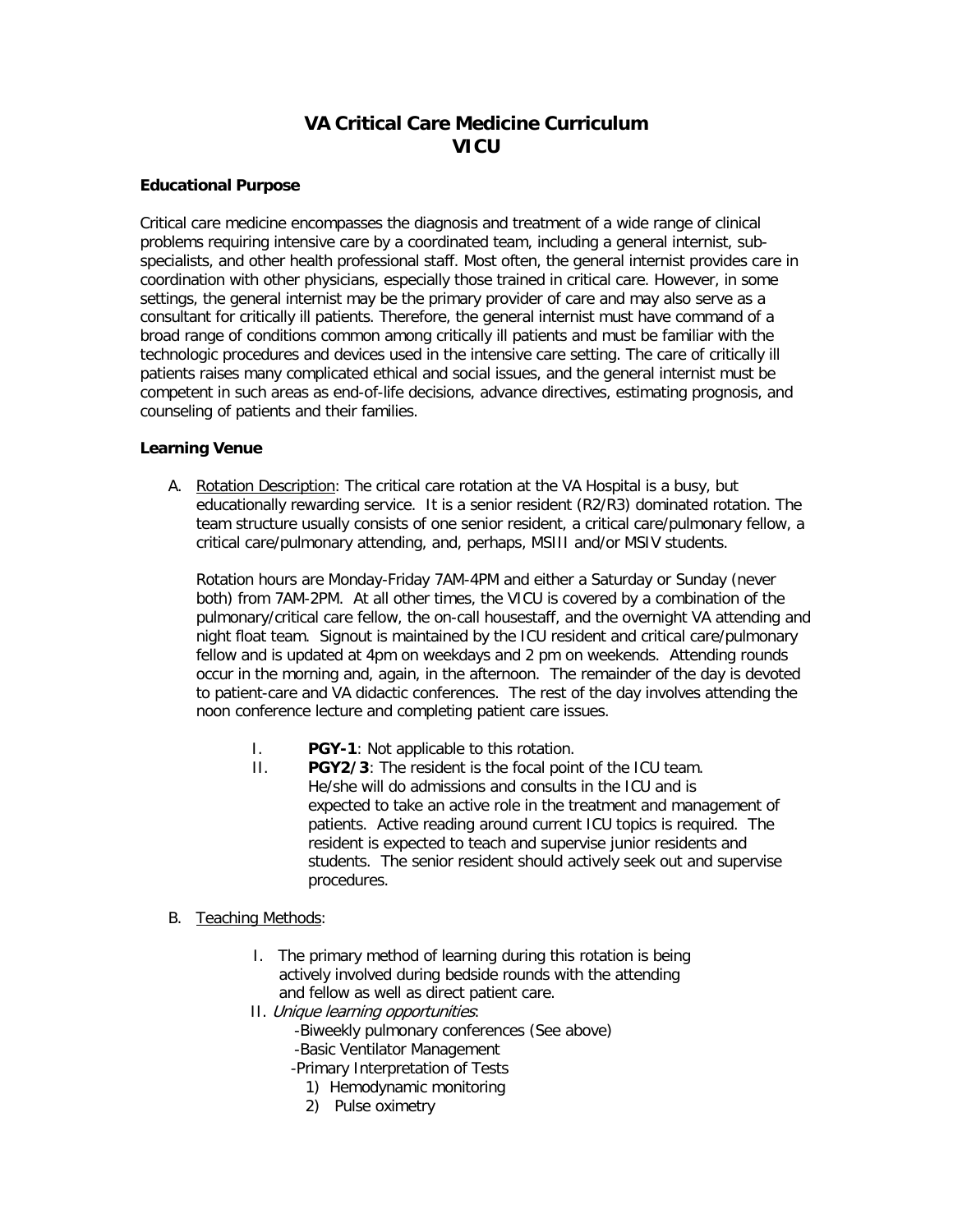# VA Critical Care Medicine Curriculum
# VICU

### Educational Purpose

Critical care medicine encompasses the diagnosis and treatment of a wide range of clinical problems requiring intensive care by a coordinated team, including a general internist, sub-specialists, and other health professional staff. Most often, the general internist provides care in coordination with other physicians, especially those trained in critical care. However, in some settings, the general internist may be the primary provider of care and may also serve as a consultant for critically ill patients. Therefore, the general internist must have command of a broad range of conditions common among critically ill patients and must be familiar with the technologic procedures and devices used in the intensive care setting. The care of critically ill patients raises many complicated ethical and social issues, and the general internist must be competent in such areas as end-of-life decisions, advance directives, estimating prognosis, and counseling of patients and their families.

### Learning Venue

A. Rotation Description: The critical care rotation at the VA Hospital is a busy, but educationally rewarding service. It is a senior resident (R2/R3) dominated rotation. The team structure usually consists of one senior resident, a critical care/pulmonary fellow, a critical care/pulmonary attending, and, perhaps, MSIII and/or MSIV students.

   Rotation hours are Monday-Friday 7AM-4PM and either a Saturday or Sunday (never both) from 7AM-2PM. At all other times, the VICU is covered by a combination of the pulmonary/critical care fellow, the on-call housestaff, and the overnight VA attending and night float team. Signout is maintained by the ICU resident and critical care/pulmonary fellow and is updated at 4pm on weekdays and 2 pm on weekends. Attending rounds occur in the morning and, again, in the afternoon. The remainder of the day is devoted to patient-care and VA didactic conferences. The rest of the day involves attending the noon conference lecture and completing patient care issues.

   I. **PGY-1**: Not applicable to this rotation.
   II. **PGY2/3**: The resident is the focal point of the ICU team. He/she will do admissions and consults in the ICU and is expected to take an active role in the treatment and management of patients. Active reading around current ICU topics is required. The resident is expected to teach and supervise junior residents and students. The senior resident should actively seek out and supervise procedures.

B. Teaching Methods:

   I. The primary method of learning during this rotation is being actively involved during bedside rounds with the attending and fellow as well as direct patient care.
   II. *Unique learning opportunities*:
      - Biweekly pulmonary conferences (See above)
      - Basic Ventilator Management
      - Primary Interpretation of Tests
         1) Hemodynamic monitoring
         2) Pulse oximetry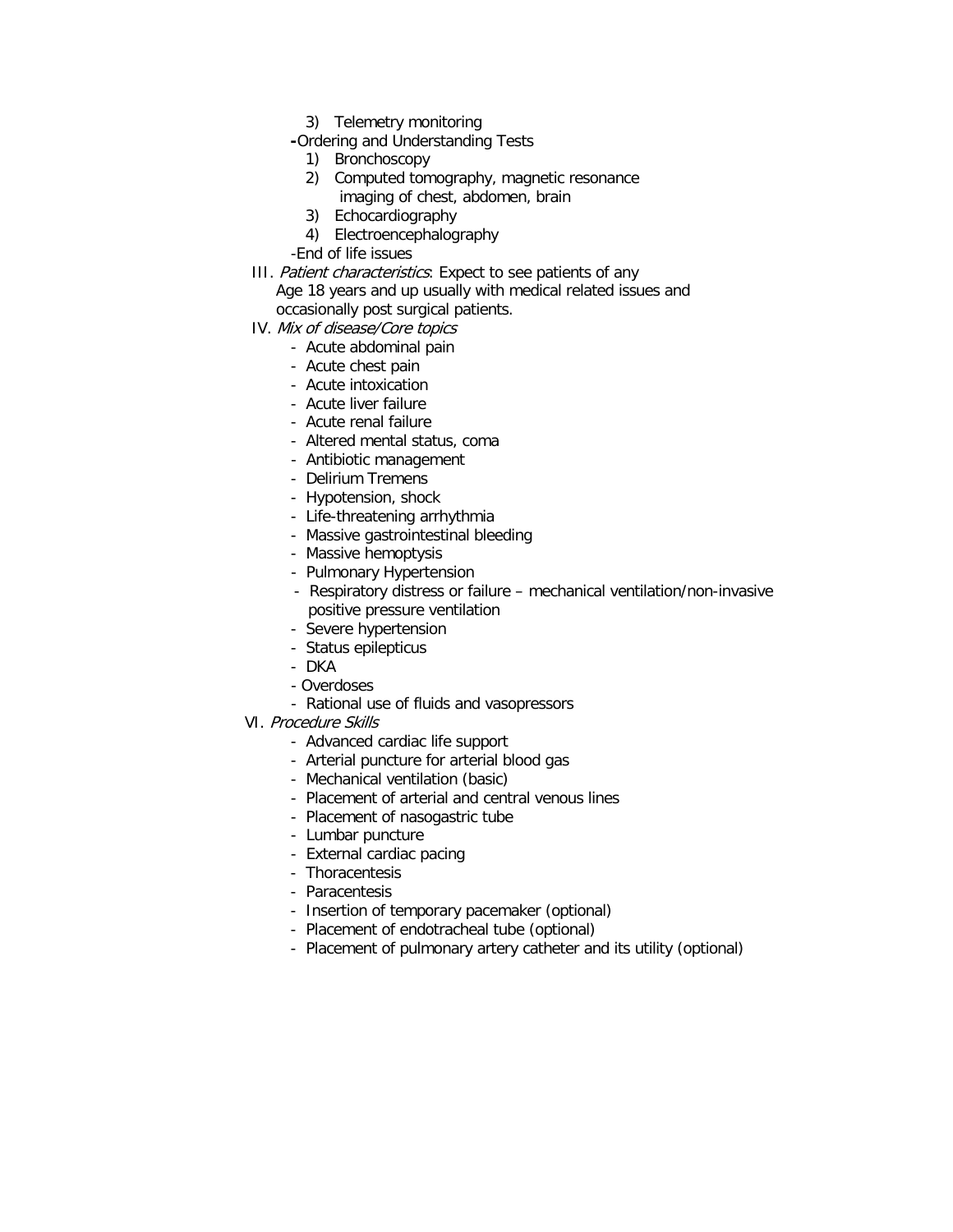3) Telemetry monitoring

-Ordering and Understanding Tests

1) Bronchoscopy
2) Computed tomography, magnetic resonance imaging of chest, abdomen, brain
3) Echocardiography
4) Electroencephalography

-End of life issues

III. *Patient characteristics*: Expect to see patients of any Age 18 years and up usually with medical related issues and occasionally post surgical patients.

IV. *Mix of disease/Core topics*

- Acute abdominal pain
- Acute chest pain
- Acute intoxication
- Acute liver failure
- Acute renal failure
- Altered mental status, coma
- Antibiotic management
- Delirium Tremens
- Hypotension, shock
- Life-threatening arrhythmia
- Massive gastrointestinal bleeding
- Massive hemoptysis
- Pulmonary Hypertension
- Respiratory distress or failure – mechanical ventilation/non-invasive positive pressure ventilation
- Severe hypertension
- Status epilepticus
- DKA
- Overdoses
- Rational use of fluids and vasopressors

VI. *Procedure Skills*

- Advanced cardiac life support
- Arterial puncture for arterial blood gas
- Mechanical ventilation (basic)
- Placement of arterial and central venous lines
- Placement of nasogastric tube
- Lumbar puncture
- External cardiac pacing
- Thoracentesis
- Paracentesis
- Insertion of temporary pacemaker (optional)
- Placement of endotracheal tube (optional)
- Placement of pulmonary artery catheter and its utility (optional)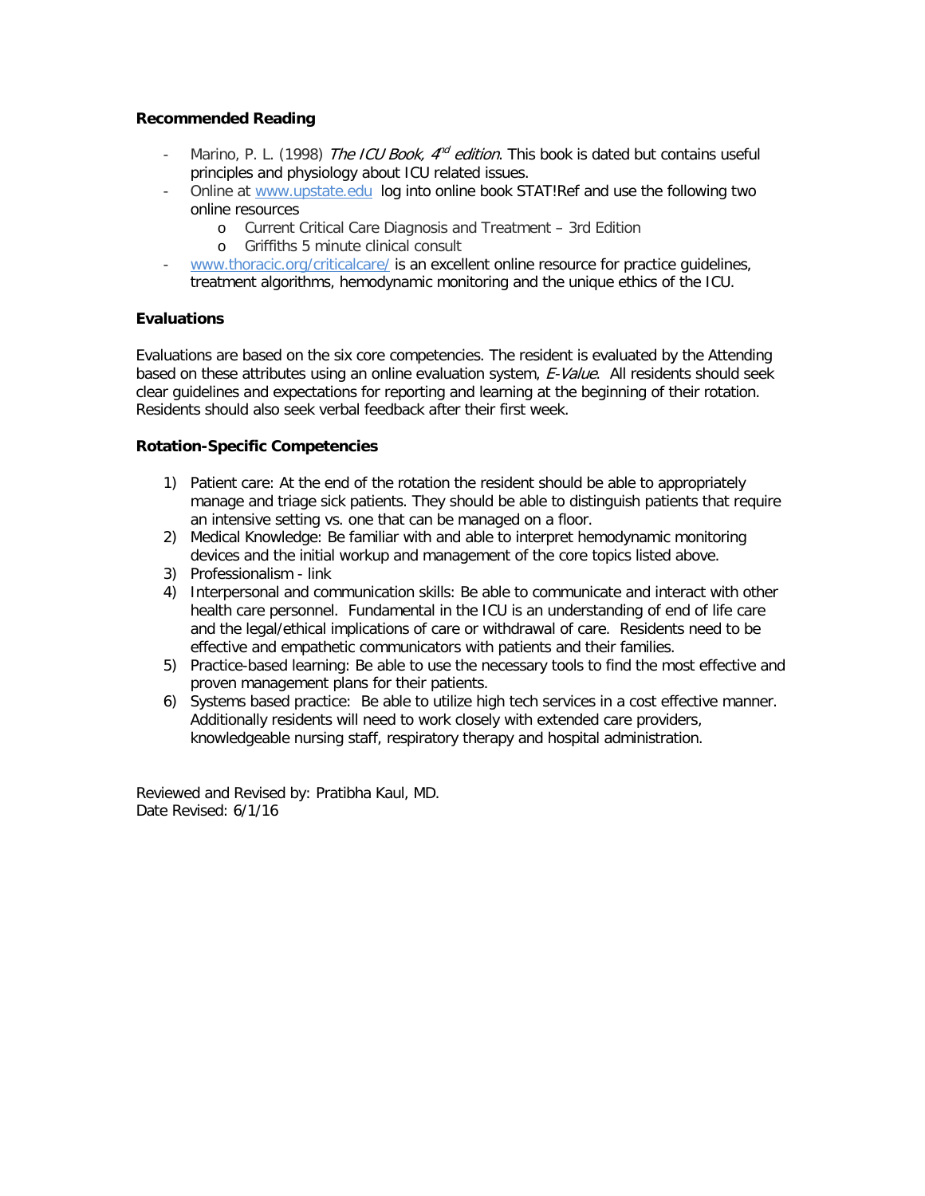**Recommended Reading**

- Marino, P. L. (1998) *The ICU Book, 4th edition*. This book is dated but contains useful principles and physiology about ICU related issues.
- Online at www.upstate.edu log into online book STAT!Ref and use the following two online resources
    - Current Critical Care Diagnosis and Treatment – 3rd Edition
    - Griffiths 5 minute clinical consult
- www.thoracic.org/criticalcare/ is an excellent online resource for practice guidelines, treatment algorithms, hemodynamic monitoring and the unique ethics of the ICU.

**Evaluations**

Evaluations are based on the six core competencies. The resident is evaluated by the Attending based on these attributes using an online evaluation system, *E-Value*. All residents should seek clear guidelines and expectations for reporting and learning at the beginning of their rotation. Residents should also seek verbal feedback after their first week.

**Rotation-Specific Competencies**

1) Patient care: At the end of the rotation the resident should be able to appropriately manage and triage sick patients. They should be able to distinguish patients that require an intensive setting vs. one that can be managed on a floor.
2) Medical Knowledge: Be familiar with and able to interpret hemodynamic monitoring devices and the initial workup and management of the core topics listed above.
3) Professionalism - link
4) Interpersonal and communication skills: Be able to communicate and interact with other health care personnel. Fundamental in the ICU is an understanding of end of life care and the legal/ethical implications of care or withdrawal of care. Residents need to be effective and empathetic communicators with patients and their families.
5) Practice-based learning: Be able to use the necessary tools to find the most effective and proven management plans for their patients.
6) Systems based practice: Be able to utilize high tech services in a cost effective manner. Additionally residents will need to work closely with extended care providers, knowledgeable nursing staff, respiratory therapy and hospital administration.

Reviewed and Revised by: Pratibha Kaul, MD.
Date Revised: 6/1/16